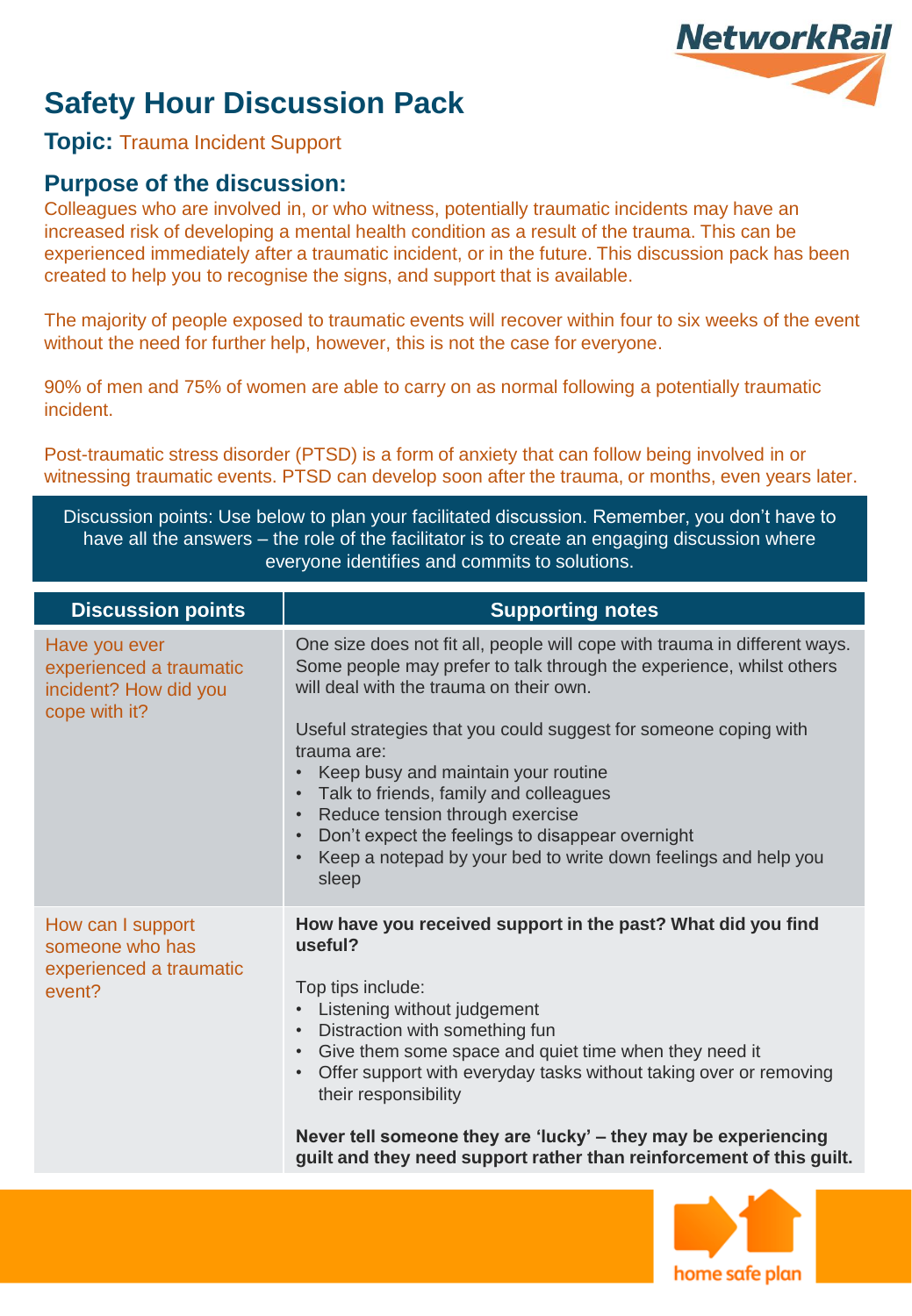# Safety Hour Discussion Pack

**Topic:** Trauma Incident Support

## Purpose of the discussion:

Colleagues who are involved in, or who witness, potentially traumatic incidents may have an increased risk of developing a mental health condition as a result of the trauma. This can be experienced immediately after a traumatic incident, or in the future. This discussion pack has been created to help you to recognise the signs, and support that is available.

The majority of people exposed to traumatic events will recover within four to six weeks of the event without the need for further help, however, this is not the case for everyone.

90% of men and 75% of women are able to carry on as normal following a potentially traumatic incident.

Post-traumatic stress disorder (PTSD) is a form of anxiety that can follow being involved in or witnessing traumatic events. PTSD can develop soon after the trauma, or months, even years later.

Discussion points: Use below to plan your facilitated discussion. Remember, you don't have to have all the answers – the role of the facilitator is to create an engaging discussion where everyone identifies and commits to solutions.

| Discussion points | Supporting notes |
| --- | --- |
| Have you ever experienced a traumatic incident? How did you cope with it? | One size does not fit all, people will cope with trauma in different ways. Some people may prefer to talk through the experience, whilst others will deal with the trauma on their own.<br><br>Useful strategies that you could suggest for someone coping with trauma are:<br>• Keep busy and maintain your routine<br>• Talk to friends, family and colleagues<br>• Reduce tension through exercise<br>• Don't expect the feelings to disappear overnight<br>• Keep a notepad by your bed to write down feelings and help you sleep |
| How can I support someone who has experienced a traumatic event? | **How have you received support in the past? What did you find useful?**<br><br>Top tips include:<br>• Listening without judgement<br>• Distraction with something fun<br>• Give them some space and quiet time when they need it<br>• Offer support with everyday tasks without taking over or removing their responsibility<br><br>**Never tell someone they are 'lucky' – they may be experiencing guilt and they need support rather than reinforcement of this guilt.** |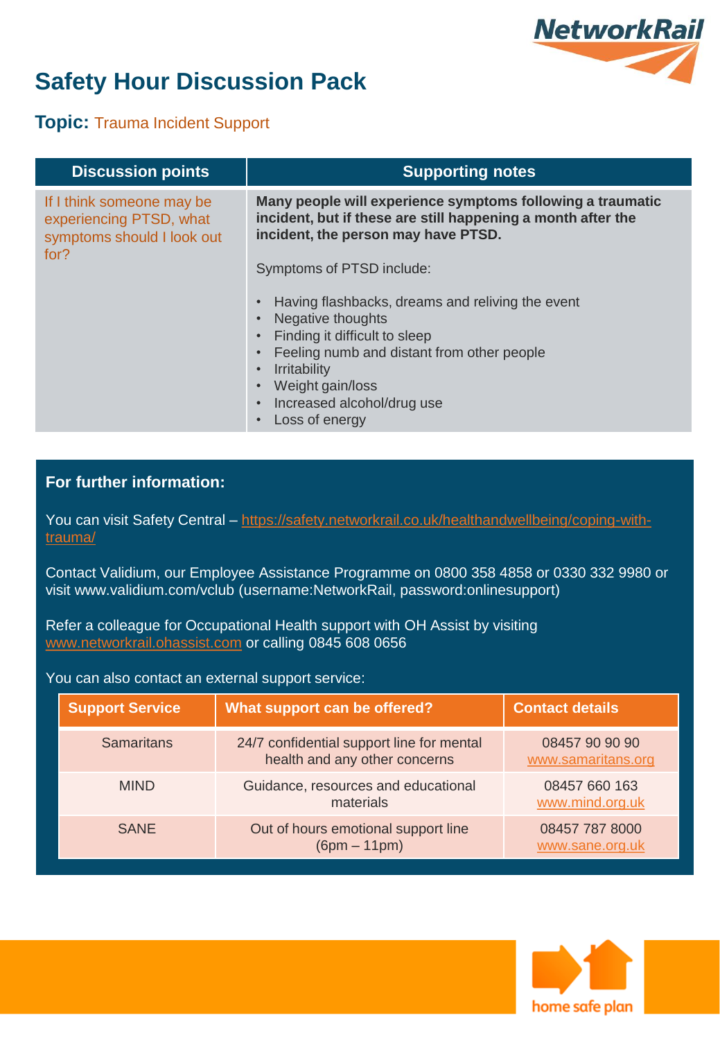# Safety Hour Discussion Pack

**Topic:** Trauma Incident Support

| Discussion points | Supporting notes |
|---|---|
| If I think someone may be experiencing PTSD, what symptoms should I look out for? | **Many people will experience symptoms following a traumatic incident, but if these are still happening a month after the incident, the person may have PTSD.**<br><br>Symptoms of PTSD include:<br><br>• Having flashbacks, dreams and reliving the event<br>• Negative thoughts<br>• Finding it difficult to sleep<br>• Feeling numb and distant from other people<br>• Irritability<br>• Weight gain/loss<br>• Increased alcohol/drug use<br>• Loss of energy |

## For further information:

You can visit Safety Central – https://safety.networkrail.co.uk/healthandwellbeing/coping-with-trauma/

Contact Validium, our Employee Assistance Programme on 0800 358 4858 or 0330 332 9980 or visit www.validium.com/vclub (username:NetworkRail, password:onlinesupport)

Refer a colleague for Occupational Health support with OH Assist by visiting www.networkrail.ohassist.com or calling 0845 608 0656

You can also contact an external support service:

| Support Service | What support can be offered? | Contact details |
|---|---|---|
| Samaritans | 24/7 confidential support line for mental health and any other concerns | 08457 90 90 90<br>www.samaritans.org |
| MIND | Guidance, resources and educational materials | 08457 660 163<br>www.mind.org.uk |
| SANE | Out of hours emotional support line (6pm – 11pm) | 08457 787 8000<br>www.sane.org.uk |